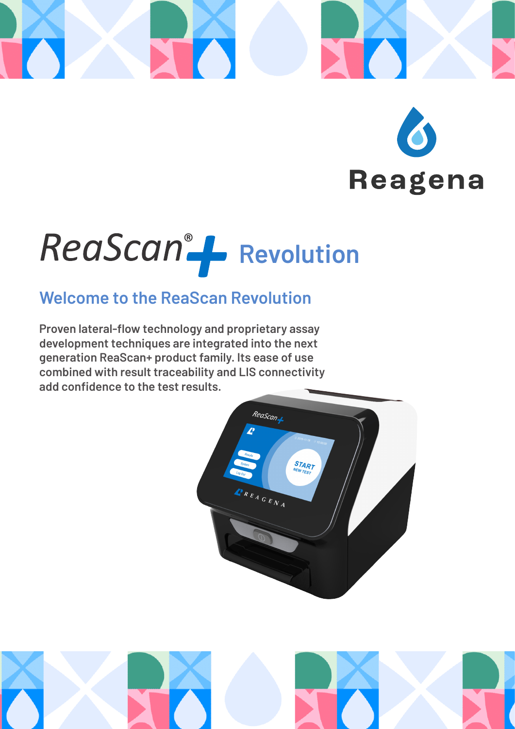Reagena

# ReaScan®+ Revolution

## Welcome to the ReaScan Revolution

**Proven lateral-flow technology and proprietary assay development techniques are integrated into the next generation ReaScan+ product family. Its ease of use combined with result traceability and LIS connectivity add confidence to the test results.**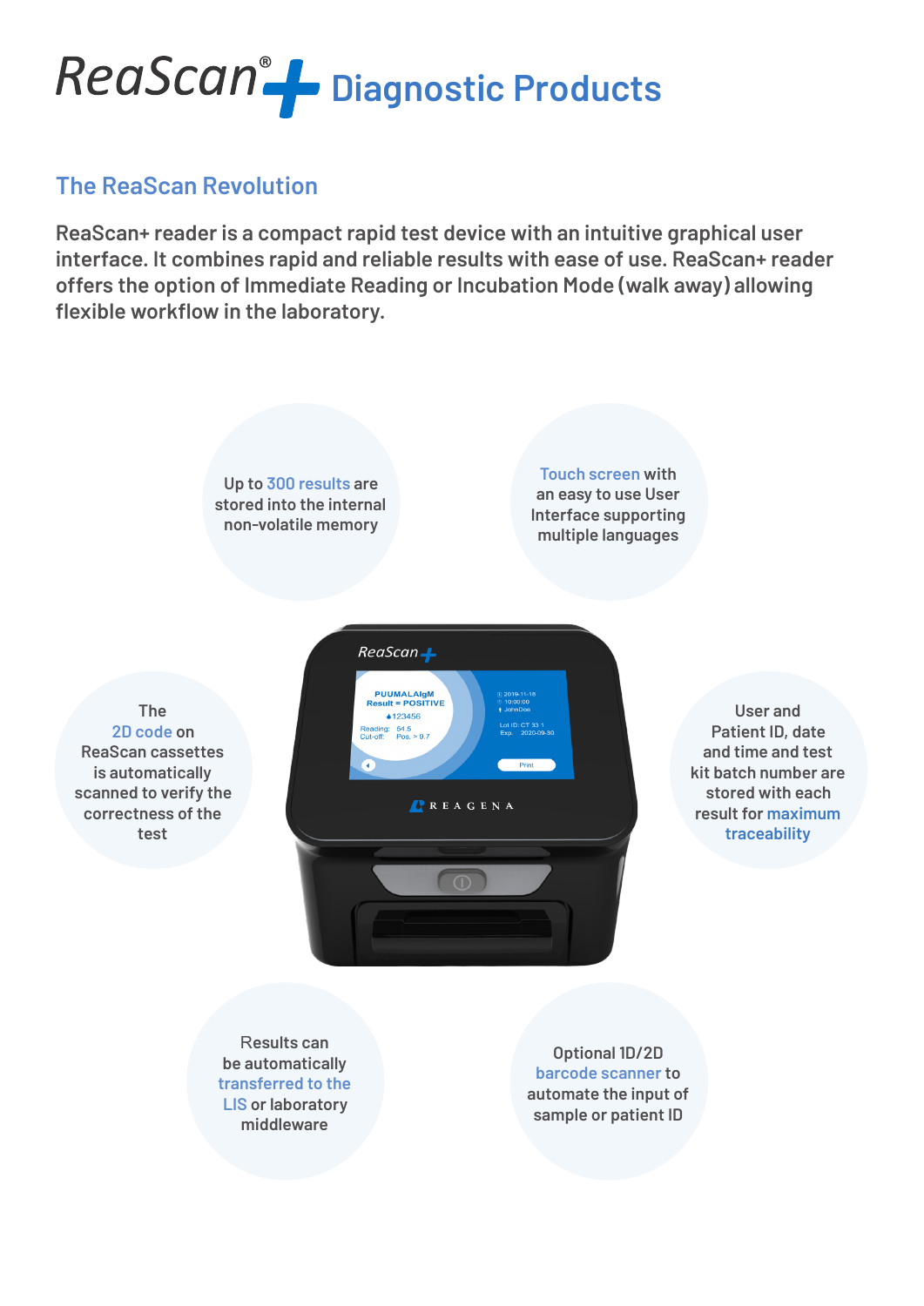# ReaScan®+ Diagnostic Products

## The ReaScan Revolution

**ReaScan+ reader is a compact rapid test device with an intuitive graphical user interface. It combines rapid and reliable results with ease of use. ReaScan+ reader offers the option of Immediate Reading or Incubation Mode (walk away) allowing flexible workflow in the laboratory.**

Up to 300 results are stored into the internal non-volatile memory

Touch screen with an easy to use User Interface supporting multiple languages

The 2D code on ReaScan cassettes is automatically scanned to verify the correctness of the test

User and Patient ID, date and time and test kit batch number are stored with each result for maximum traceability

Results can be automatically transferred to the LIS or laboratory middleware

Optional 1D/2D barcode scanner to automate the input of sample or patient ID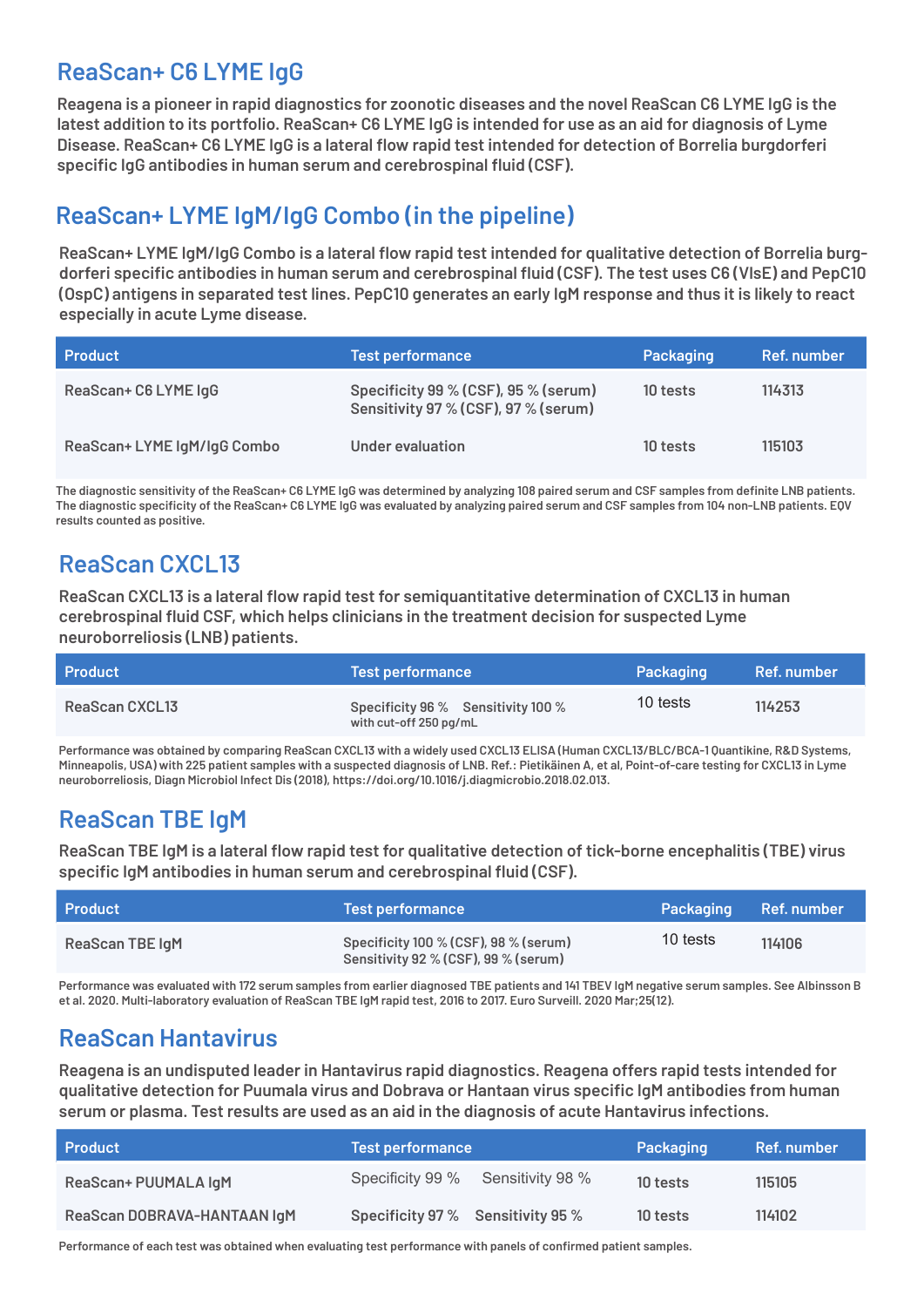## ReaScan+ C6 LYME IgG

**Reagena is a pioneer in rapid diagnostics for zoonotic diseases and the novel ReaScan C6 LYME IgG is the latest addition to its portfolio. ReaScan+ C6 LYME IgG is intended for use as an aid for diagnosis of Lyme Disease. ReaScan+ C6 LYME IgG is a lateral flow rapid test intended for detection of Borrelia burgdorferi specific IgG antibodies in human serum and cerebrospinal fluid (CSF).**

## ReaScan+ LYME IgM/IgG Combo (in the pipeline)

**ReaScan+ LYME IgM/IgG Combo is a lateral flow rapid test intended for qualitative detection of Borrelia burgdorferi specific antibodies in human serum and cerebrospinal fluid (CSF). The test uses C6 (VlsE) and PepC10 (OspC) antigens in separated test lines. PepC10 generates an early IgM response and thus it is likely to react especially in acute Lyme disease.**

| Product | Test performance | Packaging | Ref. number |
|---|---|---|---|
| ReaScan+ C6 LYME IgG | Specificity 99 % (CSF), 95 % (serum)<br>Sensitivity 97 % (CSF), 97 % (serum) | 10 tests | 114313 |
| ReaScan+ LYME IgM/IgG Combo | Under evaluation | 10 tests | 115103 |

The diagnostic sensitivity of the ReaScan+ C6 LYME IgG was determined by analyzing 108 paired serum and CSF samples from definite LNB patients. The diagnostic specificity of the ReaScan+ C6 LYME IgG was evaluated by analyzing paired serum and CSF samples from 104 non-LNB patients. EQV results counted as positive.

## ReaScan CXCL13

**ReaScan CXCL13 is a lateral flow rapid test for semiquantitative determination of CXCL13 in human cerebrospinal fluid CSF, which helps clinicians in the treatment decision for suspected Lyme neuroborreliosis (LNB) patients.**

| Product | Test performance | Packaging | Ref. number |
|---|---|---|---|
| ReaScan CXCL13 | Specificity 96 % Sensitivity 100 %<br>with cut-off 250 pg/mL | 10 tests | 114253 |

Performance was obtained by comparing ReaScan CXCL13 with a widely used CXCL13 ELISA (Human CXCL13/BLC/BCA-1 Quantikine, R&D Systems, Minneapolis, USA) with 225 patient samples with a suspected diagnosis of LNB. Ref.: Pietikäinen A, et al, Point-of-care testing for CXCL13 in Lyme neuroborreliosis, Diagn Microbiol Infect Dis (2018), https://doi.org/10.1016/j.diagmicrobio.2018.02.013.

## ReaScan TBE IgM

**ReaScan TBE IgM is a lateral flow rapid test for qualitative detection of tick-borne encephalitis (TBE) virus specific IgM antibodies in human serum and cerebrospinal fluid (CSF).**

| Product | Test performance | Packaging | Ref. number |
|---|---|---|---|
| ReaScan TBE IgM | Specificity 100 % (CSF), 98 % (serum)<br>Sensitivity 92 % (CSF), 99 % (serum) | 10 tests | 114106 |

Performance was evaluated with 172 serum samples from earlier diagnosed TBE patients and 141 TBEV IgM negative serum samples. See Albinsson B et al. 2020. Multi-laboratory evaluation of ReaScan TBE IgM rapid test, 2016 to 2017. Euro Surveill. 2020 Mar;25(12).

## ReaScan Hantavirus

**Reagena is an undisputed leader in Hantavirus rapid diagnostics. Reagena offers rapid tests intended for qualitative detection for Puumala virus and Dobrava or Hantaan virus specific IgM antibodies from human serum or plasma. Test results are used as an aid in the diagnosis of acute Hantavirus infections.**

| Product | Test performance | Packaging | Ref. number |
|---|---|---|---|
| ReaScan+ PUUMALA IgM | Specificity 99 % Sensitivity 98 % | 10 tests | 115105 |
| ReaScan DOBRAVA-HANTAAN IgM | Specificity 97 % Sensitivity 95 % | 10 tests | 114102 |

Performance of each test was obtained when evaluating test performance with panels of confirmed patient samples.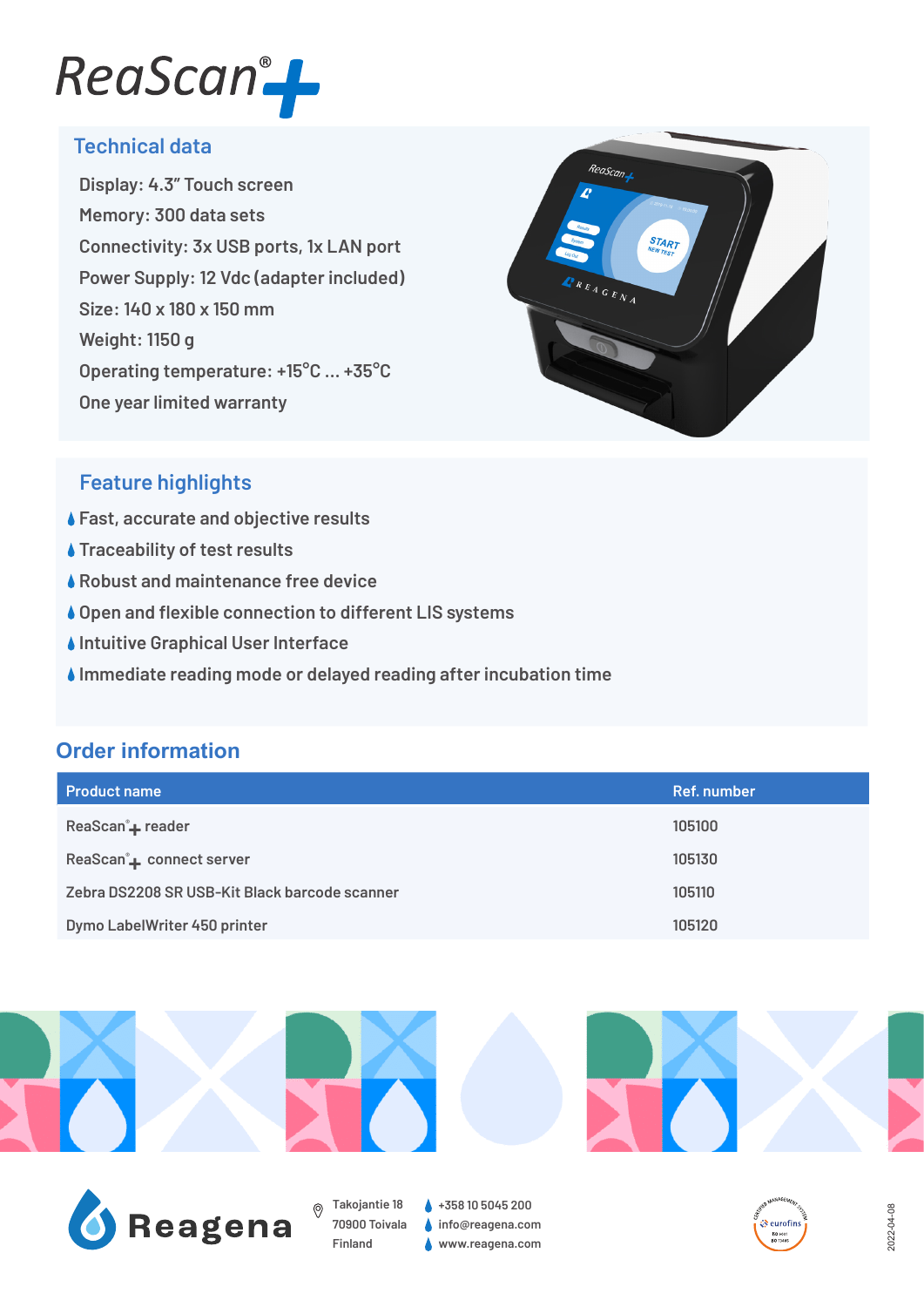# ReaScan®+

## Technical data

Display: 4.3" Touch screen

Memory: 300 data sets

Connectivity: 3x USB ports, 1x LAN port

Power Supply: 12 Vdc (adapter included)

Size: 140 x 180 x 150 mm

Weight: 1150 g

Operating temperature: +15°C ... +35°C

One year limited warranty

## Feature highlights

- Fast, accurate and objective results
- Traceability of test results
- Robust and maintenance free device
- Open and flexible connection to different LIS systems
- Intuitive Graphical User Interface
- Immediate reading mode or delayed reading after incubation time

## Order information

| Product name | Ref. number |
|---|---|
| ReaScan®+ reader | 105100 |
| ReaScan®+ connect server | 105130 |
| Zebra DS2208 SR USB-Kit Black barcode scanner | 105110 |
| Dymo LabelWriter 450 printer | 105120 |

Reagena

Takojantie 18
70900 Toivala
Finland

+358 10 5045 200
info@reagena.com
www.reagena.com

2022-04-08